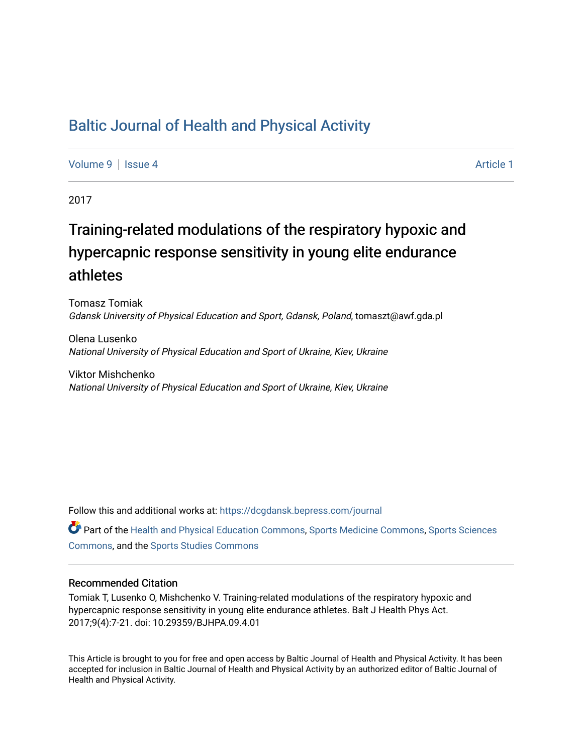# Baltic Journal of Health and Physical Activity

Volume 9 | Issue 4 Article 1

2017

## Training-related modulations of the respiratory hypoxic and hypercapnic response sensitivity in young elite endurance athletes

Tomasz Tomiak
*Gdansk University of Physical Education and Sport, Gdansk, Poland*, tomaszt@awf.gda.pl

Olena Lusenko
*National University of Physical Education and Sport of Ukraine, Kiev, Ukraine*

Viktor Mishchenko
*National University of Physical Education and Sport of Ukraine, Kiev, Ukraine*

Follow this and additional works at: https://dcgdansk.bepress.com/journal

Part of the Health and Physical Education Commons, Sports Medicine Commons, Sports Sciences Commons, and the Sports Studies Commons

### Recommended Citation

Tomiak T, Lusenko O, Mishchenko V. Training-related modulations of the respiratory hypoxic and hypercapnic response sensitivity in young elite endurance athletes. Balt J Health Phys Act. 2017;9(4):7-21. doi: 10.29359/BJHPA.09.4.01

This Article is brought to you for free and open access by Baltic Journal of Health and Physical Activity. It has been accepted for inclusion in Baltic Journal of Health and Physical Activity by an authorized editor of Baltic Journal of Health and Physical Activity.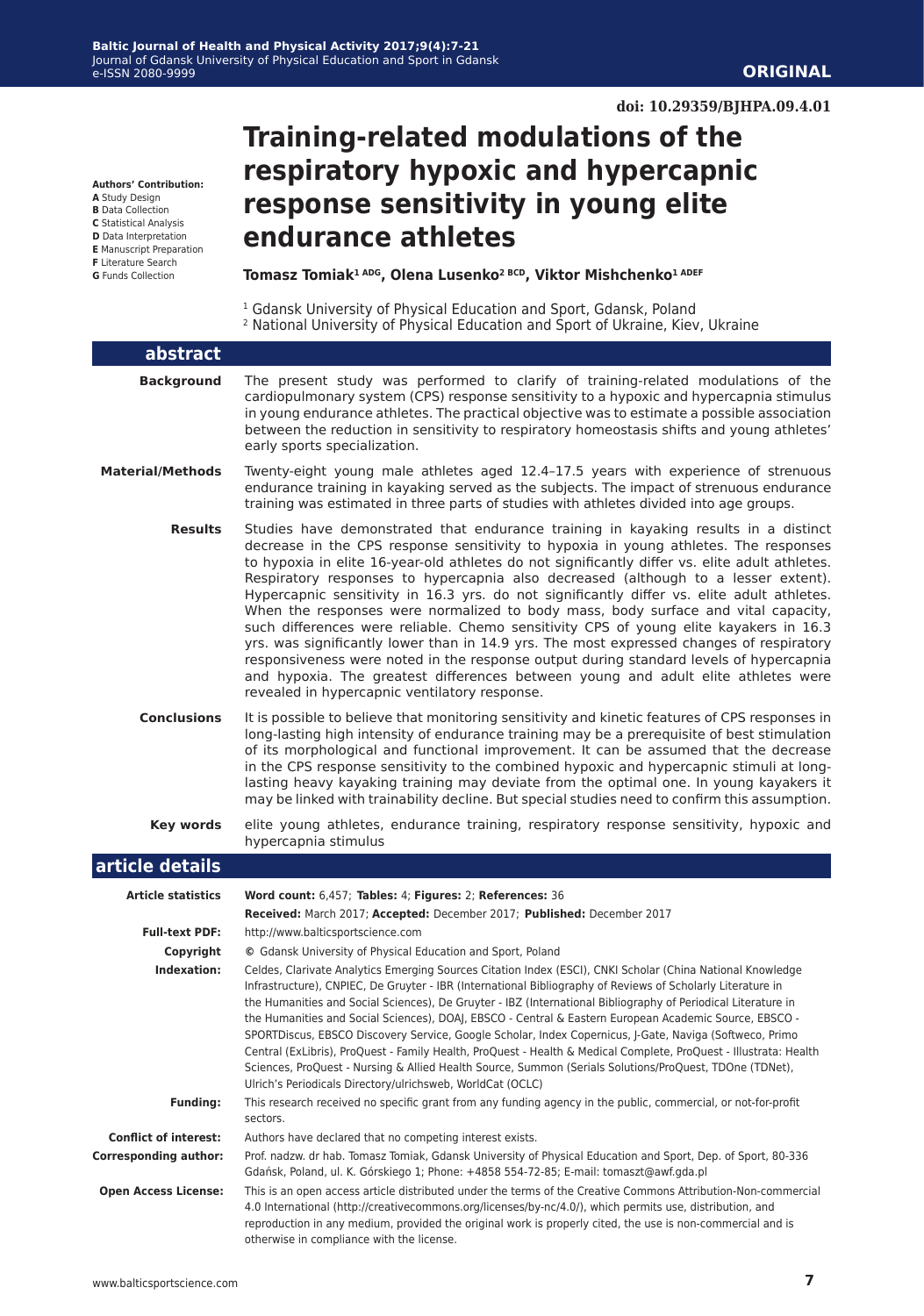**ORIGINAL**

doi: 10.29359/BJHPA.09.4.01

# Training-related modulations of the respiratory hypoxic and hypercapnic response sensitivity in young elite endurance athletes

**Authors' Contribution:**
**A** Study Design
**B** Data Collection
**C** Statistical Analysis
**D** Data Interpretation
**E** Manuscript Preparation
**F** Literature Search
**G** Funds Collection

**Tomasz Tomiak[1 ADG], Olena Lusenko[2 BCD], Viktor Mishchenko[1 ADEF]**

[1] Gdansk University of Physical Education and Sport, Gdansk, Poland
[2] National University of Physical Education and Sport of Ukraine, Kiev, Ukraine

## abstract

**Background** The present study was performed to clarify of training-related modulations of the cardiopulmonary system (CPS) response sensitivity to a hypoxic and hypercapnia stimulus in young endurance athletes. The practical objective was to estimate a possible association between the reduction in sensitivity to respiratory homeostasis shifts and young athletes' early sports specialization.

**Material/Methods** Twenty-eight young male athletes aged 12.4–17.5 years with experience of strenuous endurance training in kayaking served as the subjects. The impact of strenuous endurance training was estimated in three parts of studies with athletes divided into age groups.

**Results** Studies have demonstrated that endurance training in kayaking results in a distinct decrease in the CPS response sensitivity to hypoxia in young athletes. The responses to hypoxia in elite 16-year-old athletes do not significantly differ vs. elite adult athletes. Respiratory responses to hypercapnia also decreased (although to a lesser extent). Hypercapnic sensitivity in 16.3 yrs. do not significantly differ vs. elite adult athletes. When the responses were normalized to body mass, body surface and vital capacity, such differences were reliable. Chemo sensitivity CPS of young elite kayakers in 16.3 yrs. was significantly lower than in 14.9 yrs. The most expressed changes of respiratory responsiveness were noted in the response output during standard levels of hypercapnia and hypoxia. The greatest differences between young and adult elite athletes were revealed in hypercapnic ventilatory response.

**Conclusions** It is possible to believe that monitoring sensitivity and kinetic features of CPS responses in long-lasting high intensity of endurance training may be a prerequisite of best stimulation of its morphological and functional improvement. It can be assumed that the decrease in the CPS response sensitivity to the combined hypoxic and hypercapnic stimuli at long-lasting heavy kayaking training may deviate from the optimal one. In young kayakers it may be linked with trainability decline. But special studies need to confirm this assumption.

**Key words** elite young athletes, endurance training, respiratory response sensitivity, hypoxic and hypercapnia stimulus

## article details

**Article statistics** **Word count:** 6,457; **Tables:** 4; **Figures:** 2; **References:** 36
**Received:** March 2017; **Accepted:** December 2017; **Published:** December 2017

**Full-text PDF:** http://www.balticsportscience.com

**Copyright** © Gdansk University of Physical Education and Sport, Poland

**Indexation:** Celdes, Clarivate Analytics Emerging Sources Citation Index (ESCI), CNKI Scholar (China National Knowledge Infrastructure), CNPIEC, De Gruyter - IBR (International Bibliography of Reviews of Scholarly Literature in the Humanities and Social Sciences), De Gruyter - IBZ (International Bibliography of Periodical Literature in the Humanities and Social Sciences), DOAJ, EBSCO - Central & Eastern European Academic Source, EBSCO - SPORTDiscus, EBSCO Discovery Service, Google Scholar, Index Copernicus, J-Gate, Naviga (Softweco, Primo Central (ExLibris), ProQuest - Family Health, ProQuest - Health & Medical Complete, ProQuest - Illustrata: Health Sciences, ProQuest - Nursing & Allied Health Source, Summon (Serials Solutions/ProQuest, TDOne (TDNet), Ulrich's Periodicals Directory/ulrichsweb, WorldCat (OCLC)

**Funding:** This research received no specific grant from any funding agency in the public, commercial, or not-for-profit sectors.

**Conflict of interest:** Authors have declared that no competing interest exists.

**Corresponding author:** Prof. nadzw. dr hab. Tomasz Tomiak, Gdansk University of Physical Education and Sport, Dep. of Sport, 80-336 Gdańsk, Poland, ul. K. Górskiego 1; Phone: +4858 554-72-85; E-mail: tomaszt@awf.gda.pl

**Open Access License:** This is an open access article distributed under the terms of the Creative Commons Attribution-Non-commercial 4.0 International (http://creativecommons.org/licenses/by-nc/4.0/), which permits use, distribution, and reproduction in any medium, provided the original work is properly cited, the use is non-commercial and is otherwise in compliance with the license.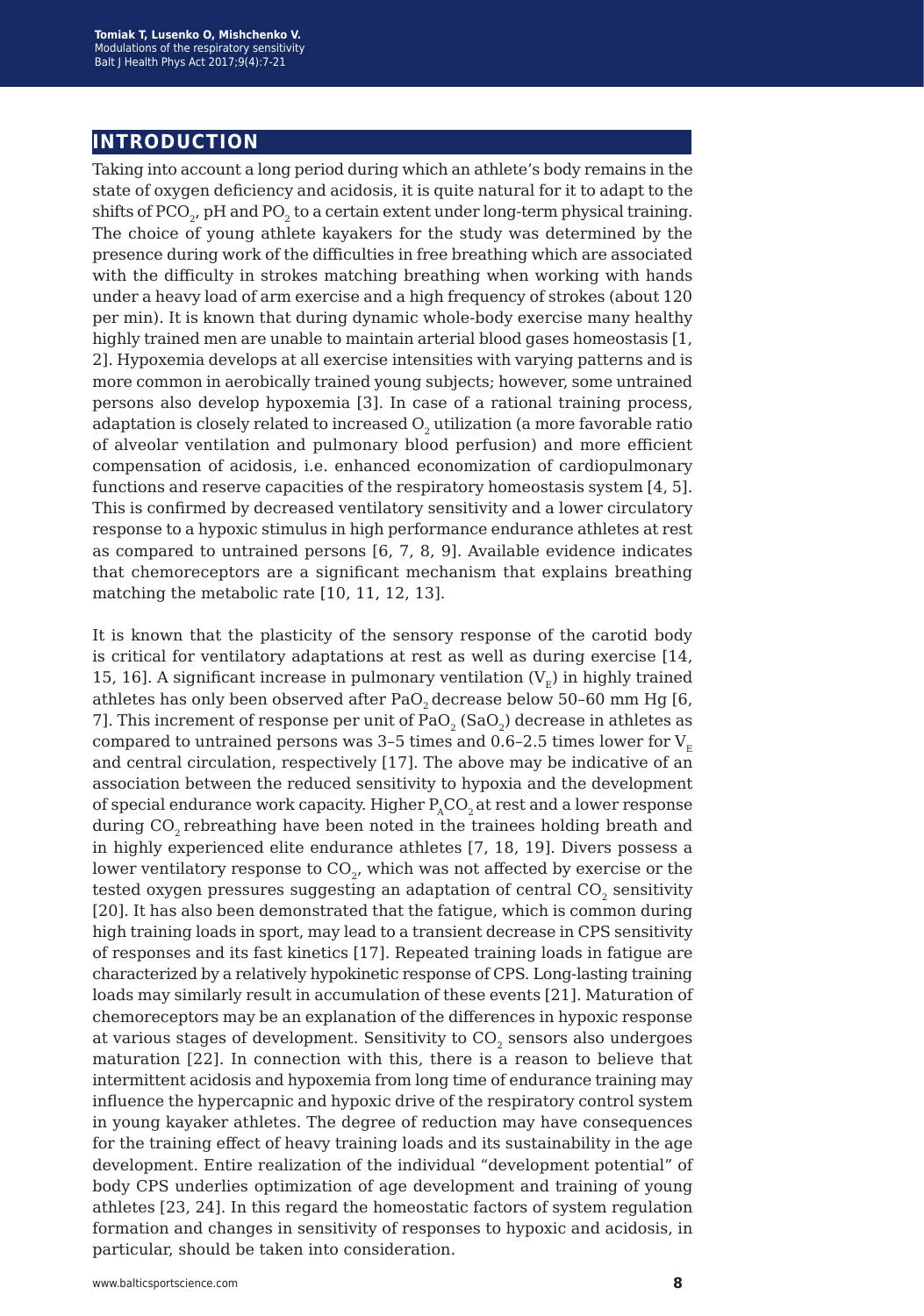## INTRODUCTION

Taking into account a long period during which an athlete's body remains in the state of oxygen deficiency and acidosis, it is quite natural for it to adapt to the shifts of $PCO_2$, pH and $PO_2$ to a certain extent under long-term physical training. The choice of young athlete kayakers for the study was determined by the presence during work of the difficulties in free breathing which are associated with the difficulty in strokes matching breathing when working with hands under a heavy load of arm exercise and a high frequency of strokes (about 120 per min). It is known that during dynamic whole-body exercise many healthy highly trained men are unable to maintain arterial blood gases homeostasis [1, 2]. Hypoxemia develops at all exercise intensities with varying patterns and is more common in aerobically trained young subjects; however, some untrained persons also develop hypoxemia [3]. In case of a rational training process, adaptation is closely related to increased $O_2$ utilization (a more favorable ratio of alveolar ventilation and pulmonary blood perfusion) and more efficient compensation of acidosis, i.e. enhanced economization of cardiopulmonary functions and reserve capacities of the respiratory homeostasis system [4, 5]. This is confirmed by decreased ventilatory sensitivity and a lower circulatory response to a hypoxic stimulus in high performance endurance athletes at rest as compared to untrained persons [6, 7, 8, 9]. Available evidence indicates that chemoreceptors are a significant mechanism that explains breathing matching the metabolic rate [10, 11, 12, 13].

It is known that the plasticity of the sensory response of the carotid body is critical for ventilatory adaptations at rest as well as during exercise [14, 15, 16]. A significant increase in pulmonary ventilation ($V_E$) in highly trained athletes has only been observed after $PaO_2$ decrease below 50–60 mm Hg [6, 7]. This increment of response per unit of $PaO_2$ ($SaO_2$) decrease in athletes as compared to untrained persons was 3–5 times and 0.6–2.5 times lower for $V_E$ and central circulation, respectively [17]. The above may be indicative of an association between the reduced sensitivity to hypoxia and the development of special endurance work capacity. Higher $P_ACO_2$ at rest and a lower response during $CO_2$ rebreathing have been noted in the trainees holding breath and in highly experienced elite endurance athletes [7, 18, 19]. Divers possess a lower ventilatory response to $CO_2$, which was not affected by exercise or the tested oxygen pressures suggesting an adaptation of central $CO_2$ sensitivity [20]. It has also been demonstrated that the fatigue, which is common during high training loads in sport, may lead to a transient decrease in CPS sensitivity of responses and its fast kinetics [17]. Repeated training loads in fatigue are characterized by a relatively hypokinetic response of CPS. Long-lasting training loads may similarly result in accumulation of these events [21]. Maturation of chemoreceptors may be an explanation of the differences in hypoxic response at various stages of development. Sensitivity to $CO_2$ sensors also undergoes maturation [22]. In connection with this, there is a reason to believe that intermittent acidosis and hypoxemia from long time of endurance training may influence the hypercapnic and hypoxic drive of the respiratory control system in young kayaker athletes. The degree of reduction may have consequences for the training effect of heavy training loads and its sustainability in the age development. Entire realization of the individual "development potential" of body CPS underlies optimization of age development and training of young athletes [23, 24]. In this regard the homeostatic factors of system regulation formation and changes in sensitivity of responses to hypoxic and acidosis, in particular, should be taken into consideration.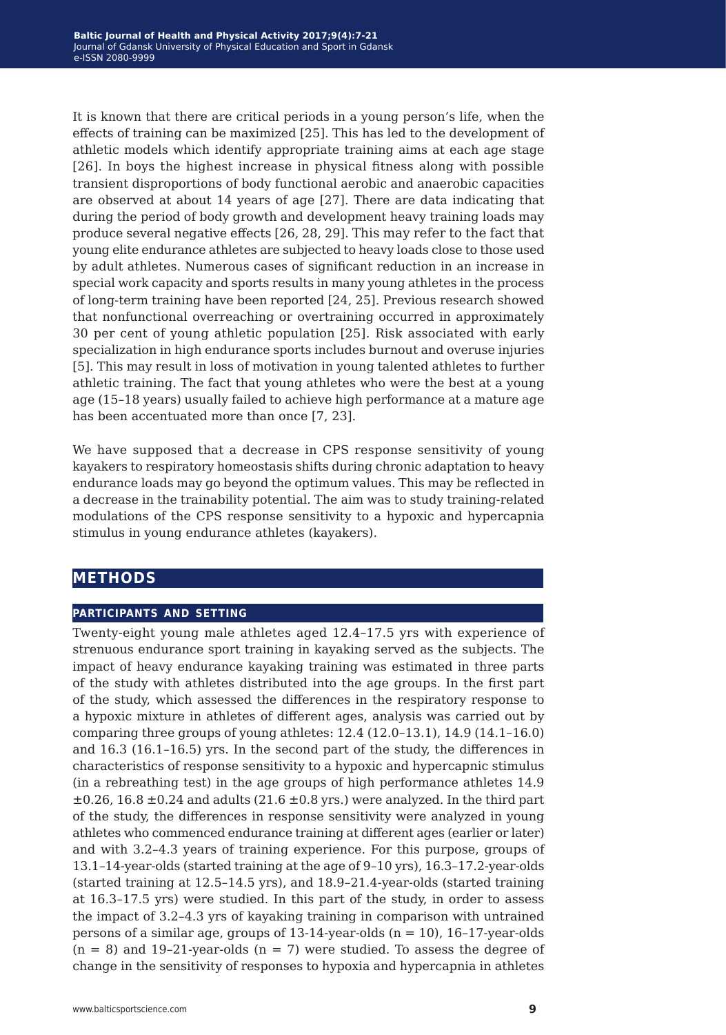It is known that there are critical periods in a young person's life, when the effects of training can be maximized [25]. This has led to the development of athletic models which identify appropriate training aims at each age stage [26]. In boys the highest increase in physical fitness along with possible transient disproportions of body functional aerobic and anaerobic capacities are observed at about 14 years of age [27]. There are data indicating that during the period of body growth and development heavy training loads may produce several negative effects [26, 28, 29]. This may refer to the fact that young elite endurance athletes are subjected to heavy loads close to those used by adult athletes. Numerous cases of significant reduction in an increase in special work capacity and sports results in many young athletes in the process of long-term training have been reported [24, 25]. Previous research showed that nonfunctional overreaching or overtraining occurred in approximately 30 per cent of young athletic population [25]. Risk associated with early specialization in high endurance sports includes burnout and overuse injuries [5]. This may result in loss of motivation in young talented athletes to further athletic training. The fact that young athletes who were the best at a young age (15–18 years) usually failed to achieve high performance at a mature age has been accentuated more than once [7, 23].

We have supposed that a decrease in CPS response sensitivity of young kayakers to respiratory homeostasis shifts during chronic adaptation to heavy endurance loads may go beyond the optimum values. This may be reflected in a decrease in the trainability potential. The aim was to study training-related modulations of the CPS response sensitivity to a hypoxic and hypercapnia stimulus in young endurance athletes (kayakers).

## METHODS

### PARTICIPANTS AND SETTING

Twenty-eight young male athletes aged 12.4–17.5 yrs with experience of strenuous endurance sport training in kayaking served as the subjects. The impact of heavy endurance kayaking training was estimated in three parts of the study with athletes distributed into the age groups. In the first part of the study, which assessed the differences in the respiratory response to a hypoxic mixture in athletes of different ages, analysis was carried out by comparing three groups of young athletes: 12.4 (12.0–13.1), 14.9 (14.1–16.0) and 16.3 (16.1–16.5) yrs. In the second part of the study, the differences in characteristics of response sensitivity to a hypoxic and hypercapnic stimulus (in a rebreathing test) in the age groups of high performance athletes 14.9 $\pm$0.26, 16.8 $\pm$0.24 and adults (21.6 $\pm$0.8 yrs.) were analyzed. In the third part of the study, the differences in response sensitivity were analyzed in young athletes who commenced endurance training at different ages (earlier or later) and with 3.2–4.3 years of training experience. For this purpose, groups of 13.1–14-year-olds (started training at the age of 9–10 yrs), 16.3–17.2-year-olds (started training at 12.5–14.5 yrs), and 18.9–21.4-year-olds (started training at 16.3–17.5 yrs) were studied. In this part of the study, in order to assess the impact of 3.2–4.3 yrs of kayaking training in comparison with untrained persons of a similar age, groups of 13-14-year-olds ($n = 10$), 16–17-year-olds ($n = 8$) and 19–21-year-olds ($n = 7$) were studied. To assess the degree of change in the sensitivity of responses to hypoxia and hypercapnia in athletes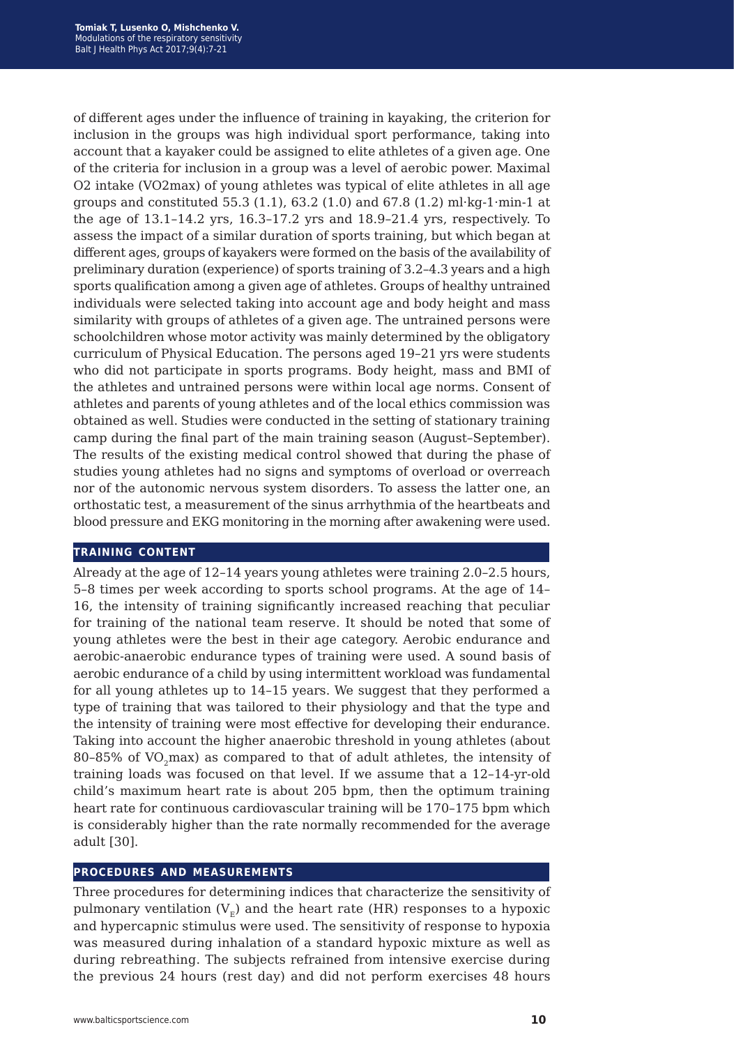of different ages under the influence of training in kayaking, the criterion for inclusion in the groups was high individual sport performance, taking into account that a kayaker could be assigned to elite athletes of a given age. One of the criteria for inclusion in a group was a level of aerobic power. Maximal O2 intake (VO2max) of young athletes was typical of elite athletes in all age groups and constituted 55.3 (1.1), 63.2 (1.0) and 67.8 (1.2) ml·kg-1·min-1 at the age of 13.1–14.2 yrs, 16.3–17.2 yrs and 18.9–21.4 yrs, respectively. To assess the impact of a similar duration of sports training, but which began at different ages, groups of kayakers were formed on the basis of the availability of preliminary duration (experience) of sports training of 3.2–4.3 years and a high sports qualification among a given age of athletes. Groups of healthy untrained individuals were selected taking into account age and body height and mass similarity with groups of athletes of a given age. The untrained persons were schoolchildren whose motor activity was mainly determined by the obligatory curriculum of Physical Education. The persons aged 19–21 yrs were students who did not participate in sports programs. Body height, mass and BMI of the athletes and untrained persons were within local age norms. Consent of athletes and parents of young athletes and of the local ethics commission was obtained as well. Studies were conducted in the setting of stationary training camp during the final part of the main training season (August–September). The results of the existing medical control showed that during the phase of studies young athletes had no signs and symptoms of overload or overreach nor of the autonomic nervous system disorders. To assess the latter one, an orthostatic test, a measurement of the sinus arrhythmia of the heartbeats and blood pressure and EKG monitoring in the morning after awakening were used.

## TRAINING CONTENT

Already at the age of 12–14 years young athletes were training 2.0–2.5 hours, 5–8 times per week according to sports school programs. At the age of 14–16, the intensity of training significantly increased reaching that peculiar for training of the national team reserve. It should be noted that some of young athletes were the best in their age category. Aerobic endurance and aerobic-anaerobic endurance types of training were used. A sound basis of aerobic endurance of a child by using intermittent workload was fundamental for all young athletes up to 14–15 years. We suggest that they performed a type of training that was tailored to their physiology and that the type and the intensity of training were most effective for developing their endurance. Taking into account the higher anaerobic threshold in young athletes (about 80–85% of $VO_2$max) as compared to that of adult athletes, the intensity of training loads was focused on that level. If we assume that a 12–14-yr-old child's maximum heart rate is about 205 bpm, then the optimum training heart rate for continuous cardiovascular training will be 170–175 bpm which is considerably higher than the rate normally recommended for the average adult [30].

## PROCEDURES AND MEASUREMENTS

Three procedures for determining indices that characterize the sensitivity of pulmonary ventilation ($V_E$) and the heart rate (HR) responses to a hypoxic and hypercapnic stimulus were used. The sensitivity of response to hypoxia was measured during inhalation of a standard hypoxic mixture as well as during rebreathing. The subjects refrained from intensive exercise during the previous 24 hours (rest day) and did not perform exercises 48 hours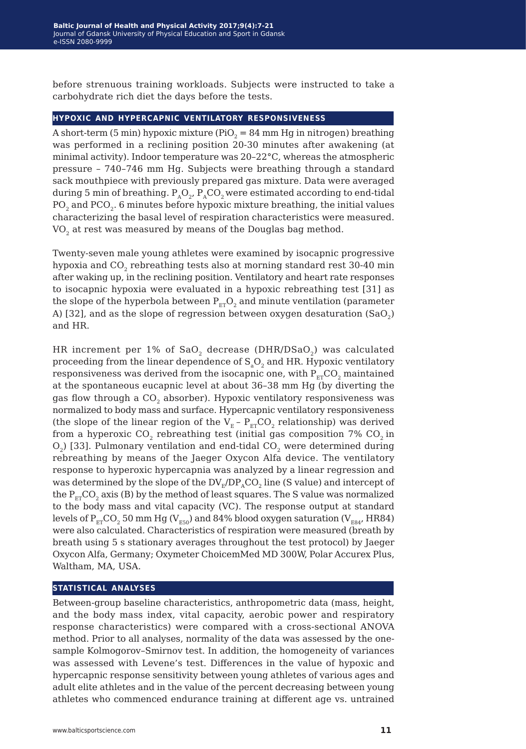before strenuous training workloads. Subjects were instructed to take a carbohydrate rich diet the days before the tests.

## HYPOXIC AND HYPERCAPNIC VENTILATORY RESPONSIVENESS

A short-term (5 min) hypoxic mixture ($PiO_2$ = 84 mm Hg in nitrogen) breathing was performed in a reclining position 20-30 minutes after awakening (at minimal activity). Indoor temperature was 20–22°C, whereas the atmospheric pressure – 740–746 mm Hg. Subjects were breathing through a standard sack mouthpiece with previously prepared gas mixture. Data were averaged during 5 min of breathing. $P_AO_2$, $P_ACO_2$ were estimated according to end-tidal $PO_2$ and $PCO_2$. 6 minutes before hypoxic mixture breathing, the initial values characterizing the basal level of respiration characteristics were measured. $VO_2$ at rest was measured by means of the Douglas bag method.

Twenty-seven male young athletes were examined by isocapnic progressive hypoxia and $CO_2$ rebreathing tests also at morning standard rest 30-40 min after waking up, in the reclining position. Ventilatory and heart rate responses to isocapnic hypoxia were evaluated in a hypoxic rebreathing test [31] as the slope of the hyperbola between $P_{ET}O_2$ and minute ventilation (parameter A) [32], and as the slope of regression between oxygen desaturation ($SaO_2$) and HR.

HR increment per 1% of $SaO_2$ decrease ($DHR/DSaO_2$) was calculated proceeding from the linear dependence of $S_aO_2$ and HR. Hypoxic ventilatory responsiveness was derived from the isocapnic one, with $P_{ET}CO_2$ maintained at the spontaneous eucapnic level at about 36–38 mm Hg (by diverting the gas flow through a $CO_2$ absorber). Hypoxic ventilatory responsiveness was normalized to body mass and surface. Hypercapnic ventilatory responsiveness (the slope of the linear region of the $V_E$ – $P_{ET}CO_2$ relationship) was derived from a hyperoxic $CO_2$ rebreathing test (initial gas composition 7% $CO_2$ in $O_2$) [33]. Pulmonary ventilation and end-tidal $CO_2$ were determined during rebreathing by means of the Jaeger Oxycon Alfa device. The ventilatory response to hyperoxic hypercapnia was analyzed by a linear regression and was determined by the slope of the $DV_E/DP_ACO_2$ line (S value) and intercept of the $P_{ET}CO_2$ axis (B) by the method of least squares. The S value was normalized to the body mass and vital capacity (VC). The response output at standard levels of $P_{ET}CO_2$ 50 mm Hg ($V_{E50}$) and 84% blood oxygen saturation ($V_{E84}$, HR84) were also calculated. Characteristics of respiration were measured (breath by breath using 5 s stationary averages throughout the test protocol) by Jaeger Oxycon Alfa, Germany; Oxymeter ChoicemMed MD 300W, Polar Accurex Plus, Waltham, MA, USA.

## STATISTICAL ANALYSES

Between-group baseline characteristics, anthropometric data (mass, height, and the body mass index, vital capacity, aerobic power and respiratory response characteristics) were compared with a cross-sectional ANOVA method. Prior to all analyses, normality of the data was assessed by the one-sample Kolmogorov–Smirnov test. In addition, the homogeneity of variances was assessed with Levene's test. Differences in the value of hypoxic and hypercapnic response sensitivity between young athletes of various ages and adult elite athletes and in the value of the percent decreasing between young athletes who commenced endurance training at different age vs. untrained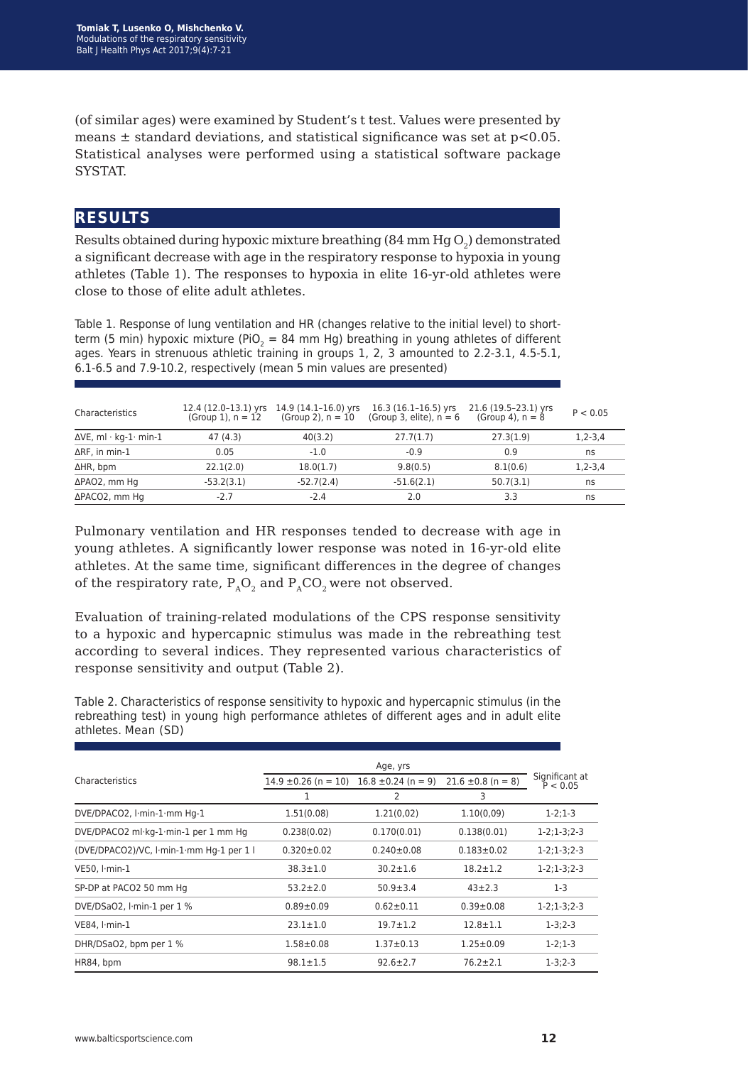(of similar ages) were examined by Student's t test. Values were presented by means ± standard deviations, and statistical significance was set at $p<0.05$. Statistical analyses were performed using a statistical software package SYSTAT.

## RESULTS

Results obtained during hypoxic mixture breathing (84 mm Hg $O_2$) demonstrated a significant decrease with age in the respiratory response to hypoxia in young athletes (Table 1). The responses to hypoxia in elite 16-yr-old athletes were close to those of elite adult athletes.

Table 1. Response of lung ventilation and HR (changes relative to the initial level) to short-term (5 min) hypoxic mixture ($PiO_2$ = 84 mm Hg) breathing in young athletes of different ages. Years in strenuous athletic training in groups 1, 2, 3 amounted to 2.2-3.1, 4.5-5.1, 6.1-6.5 and 7.9-10.2, respectively (mean 5 min values are presented)

| Characteristics | 12.4 (12.0–13.1) yrs (Group 1), n = 12 | 14.9 (14.1–16.0) yrs (Group 2), n = 10 | 16.3 (16.1–16.5) yrs (Group 3, elite), n = 6 | 21.6 (19.5–23.1) yrs (Group 4), n = 8 | P < 0.05 |
|---|---|---|---|---|---|
| ΔVE, ml · kg-1· min-1 | 47 (4.3) | 40(3.2) | 27.7(1.7) | 27.3(1.9) | 1,2-3,4 |
| ΔRF, in min-1 | 0.05 | -1.0 | -0.9 | 0.9 | ns |
| ΔHR, bpm | 22.1(2.0) | 18.0(1.7) | 9.8(0.5) | 8.1(0.6) | 1,2-3,4 |
| ΔPAO2, mm Hg | -53.2(3.1) | -52.7(2.4) | -51.6(2.1) | 50.7(3.1) | ns |
| ΔPACO2, mm Hg | -2.7 | -2.4 | 2.0 | 3.3 | ns |

Pulmonary ventilation and HR responses tended to decrease with age in young athletes. A significantly lower response was noted in 16-yr-old elite athletes. At the same time, significant differences in the degree of changes of the respiratory rate, $P_AO_2$ and $P_ACO_2$ were not observed.

Evaluation of training-related modulations of the CPS response sensitivity to a hypoxic and hypercapnic stimulus was made in the rebreathing test according to several indices. They represented various characteristics of response sensitivity and output (Table 2).

Table 2. Characteristics of response sensitivity to hypoxic and hypercapnic stimulus (in the rebreathing test) in young high performance athletes of different ages and in adult elite athletes. Mean (SD)

| Characteristics | Age, yrs | | | Significant at P < 0.05 |
|---|---|---|---|---|
| | 14.9 ±0.26 (n = 10) | 16.8 ±0.24 (n = 9) | 21.6 ±0.8 (n = 8) | |
| | 1 | 2 | 3 | |
| DVE/DPACO2, l·min-1·mm Hg-1 | 1.51(0.08) | 1.21(0,02) | 1.10(0,09) | 1-2;1-3 |
| DVE/DPACO2 ml·kg-1·min-1 per 1 mm Hg | 0.238(0.02) | 0.170(0.01) | 0.138(0.01) | 1-2;1-3;2-3 |
| (DVE/DPACO2)/VC, l·min-1·mm Hg-1 per 1 l | 0.320±0.02 | 0.240±0.08 | 0.183±0.02 | 1-2;1-3;2-3 |
| VE50, l·min-1 | 38.3±1.0 | 30.2±1.6 | 18.2±1.2 | 1-2;1-3;2-3 |
| SP-DP at PACO2 50 mm Hg | 53.2±2.0 | 50.9±3.4 | 43±2.3 | 1-3 |
| DVE/DSaO2, l·min-1 per 1 % | 0.89±0.09 | 0.62±0.11 | 0.39±0.08 | 1-2;1-3;2-3 |
| VE84, l·min-1 | 23.1±1.0 | 19.7±1.2 | 12.8±1.1 | 1-3;2-3 |
| DHR/DSaO2, bpm per 1 % | 1.58±0.08 | 1.37±0.13 | 1.25±0.09 | 1-2;1-3 |
| HR84, bpm | 98.1±1.5 | 92.6±2.7 | 76.2±2.1 | 1-3;2-3 |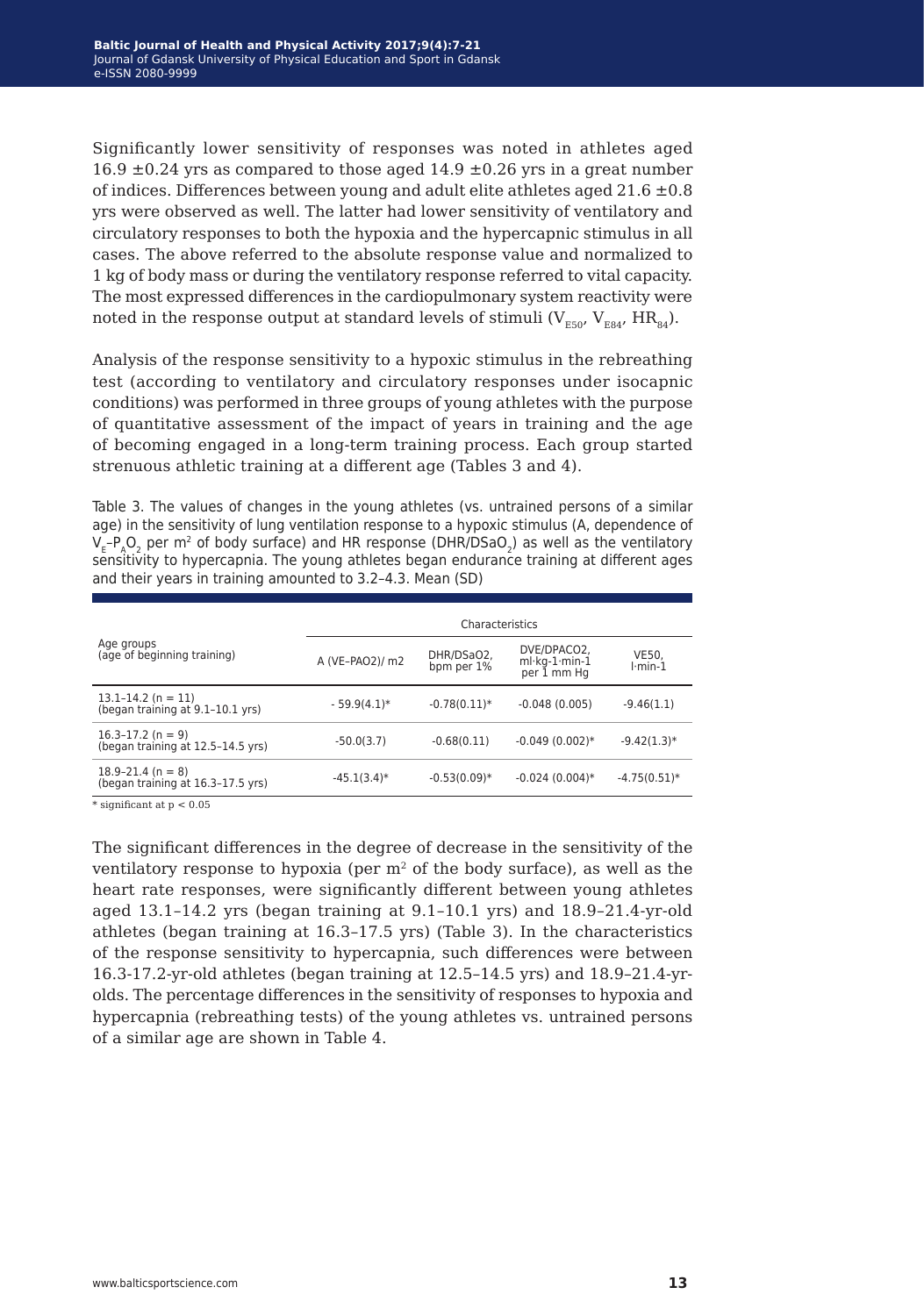Significantly lower sensitivity of responses was noted in athletes aged 16.9 ±0.24 yrs as compared to those aged 14.9 ±0.26 yrs in a great number of indices. Differences between young and adult elite athletes aged 21.6 ±0.8 yrs were observed as well. The latter had lower sensitivity of ventilatory and circulatory responses to both the hypoxia and the hypercapnic stimulus in all cases. The above referred to the absolute response value and normalized to 1 kg of body mass or during the ventilatory response referred to vital capacity. The most expressed differences in the cardiopulmonary system reactivity were noted in the response output at standard levels of stimuli ($V_{E50}$, $V_{E84}$, $HR_{84}$).

Analysis of the response sensitivity to a hypoxic stimulus in the rebreathing test (according to ventilatory and circulatory responses under isocapnic conditions) was performed in three groups of young athletes with the purpose of quantitative assessment of the impact of years in training and the age of becoming engaged in a long-term training process. Each group started strenuous athletic training at a different age (Tables 3 and 4).

Table 3. The values of changes in the young athletes (vs. untrained persons of a similar age) in the sensitivity of lung ventilation response to a hypoxic stimulus (A, dependence of $V_E$–$P_AO_2$ per m$^2$ of body surface) and HR response (DHR/DSa$O_2$) as well as the ventilatory sensitivity to hypercapnia. The young athletes began endurance training at different ages and their years in training amounted to 3.2–4.3. Mean (SD)

| Age groups (age of beginning training) | Characteristics | | | |
|---|---|---|---|---|
| | A (VE–PAO2)/ m2 | DHR/DSaO2, bpm per 1% | DVE/DPACO2, ml·kg-1·min-1 per 1 mm Hg | VE50, l·min-1 |
| 13.1–14.2 (n = 11) (began training at 9.1–10.1 yrs) | - 59.9(4.1)* | -0.78(0.11)* | -0.048 (0.005) | -9.46(1.1) |
| 16.3–17.2 (n = 9) (began training at 12.5–14.5 yrs) | -50.0(3.7) | -0.68(0.11) | -0.049 (0.002)* | -9.42(1.3)* |
| 18.9–21.4 (n = 8) (began training at 16.3–17.5 yrs) | -45.1(3.4)* | -0.53(0.09)* | -0.024 (0.004)* | -4.75(0.51)* |

\* significant at $p < 0.05$

The significant differences in the degree of decrease in the sensitivity of the ventilatory response to hypoxia (per m$^2$ of the body surface), as well as the heart rate responses, were significantly different between young athletes aged 13.1–14.2 yrs (began training at 9.1–10.1 yrs) and 18.9–21.4-yr-old athletes (began training at 16.3–17.5 yrs) (Table 3). In the characteristics of the response sensitivity to hypercapnia, such differences were between 16.3-17.2-yr-old athletes (began training at 12.5–14.5 yrs) and 18.9–21.4-yr-olds. The percentage differences in the sensitivity of responses to hypoxia and hypercapnia (rebreathing tests) of the young athletes vs. untrained persons of a similar age are shown in Table 4.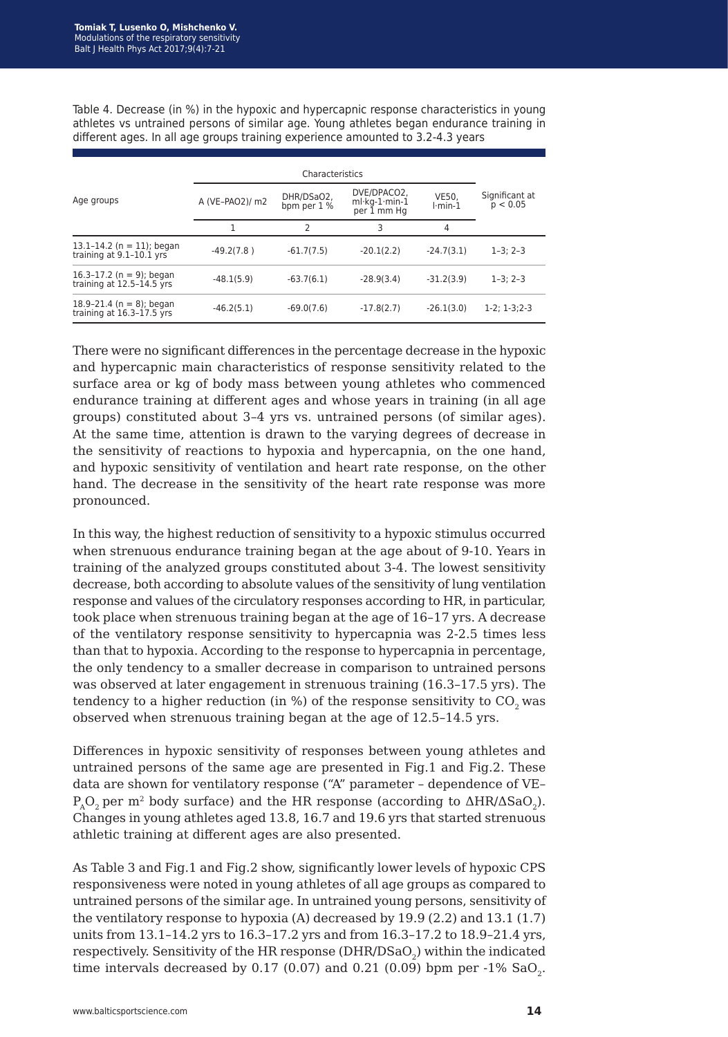Table 4. Decrease (in %) in the hypoxic and hypercapnic response characteristics in young athletes vs untrained persons of similar age. Young athletes began endurance training in different ages. In all age groups training experience amounted to 3.2-4.3 years

| Age groups | Characteristics | | | | Significant at $p < 0.05$ |
|---|---|---|---|---|---|
| | A ($VE–PAO_2$)/ $m^2$ | $DHR/DSaO_2$, bpm per 1 % | $DVE/DPACO_2$, ml·kg-1·min-1 per 1 mm Hg | VE50, l·min-1 | |
| | 1 | 2 | 3 | 4 | |
| 13.1–14.2 (n = 11); began training at 9.1–10.1 yrs | -49.2(7.8 ) | -61.7(7.5) | -20.1(2.2) | -24.7(3.1) | 1–3; 2–3 |
| 16.3–17.2 (n = 9); began training at 12.5–14.5 yrs | -48.1(5.9) | -63.7(6.1) | -28.9(3.4) | -31.2(3.9) | 1–3; 2–3 |
| 18.9–21.4 (n = 8); began training at 16.3–17.5 yrs | -46.2(5.1) | -69.0(7.6) | -17.8(2.7) | -26.1(3.0) | 1-2; 1-3;2-3 |

There were no significant differences in the percentage decrease in the hypoxic and hypercapnic main characteristics of response sensitivity related to the surface area or kg of body mass between young athletes who commenced endurance training at different ages and whose years in training (in all age groups) constituted about 3–4 yrs vs. untrained persons (of similar ages). At the same time, attention is drawn to the varying degrees of decrease in the sensitivity of reactions to hypoxia and hypercapnia, on the one hand, and hypoxic sensitivity of ventilation and heart rate response, on the other hand. The decrease in the sensitivity of the heart rate response was more pronounced.

In this way, the highest reduction of sensitivity to a hypoxic stimulus occurred when strenuous endurance training began at the age about of 9-10. Years in training of the analyzed groups constituted about 3-4. The lowest sensitivity decrease, both according to absolute values of the sensitivity of lung ventilation response and values of the circulatory responses according to HR, in particular, took place when strenuous training began at the age of 16–17 yrs. A decrease of the ventilatory response sensitivity to hypercapnia was 2-2.5 times less than that to hypoxia. According to the response to hypercapnia in percentage, the only tendency to a smaller decrease in comparison to untrained persons was observed at later engagement in strenuous training (16.3–17.5 yrs). The tendency to a higher reduction (in %) of the response sensitivity to $CO_2$ was observed when strenuous training began at the age of 12.5–14.5 yrs.

Differences in hypoxic sensitivity of responses between young athletes and untrained persons of the same age are presented in Fig.1 and Fig.2. These data are shown for ventilatory response ("A" parameter – dependence of $VE–P_AO_2$ per $m^2$ body surface) and the HR response (according to $\Delta HR/\Delta SaO_2$). Changes in young athletes aged 13.8, 16.7 and 19.6 yrs that started strenuous athletic training at different ages are also presented.

As Table 3 and Fig.1 and Fig.2 show, significantly lower levels of hypoxic CPS responsiveness were noted in young athletes of all age groups as compared to untrained persons of the similar age. In untrained young persons, sensitivity of the ventilatory response to hypoxia (A) decreased by 19.9 (2.2) and 13.1 (1.7) units from 13.1–14.2 yrs to 16.3–17.2 yrs and from 16.3–17.2 to 18.9–21.4 yrs, respectively. Sensitivity of the HR response ($DHR/DSaO_2$) within the indicated time intervals decreased by 0.17 (0.07) and 0.21 (0.09) bpm per -1% $SaO_2$.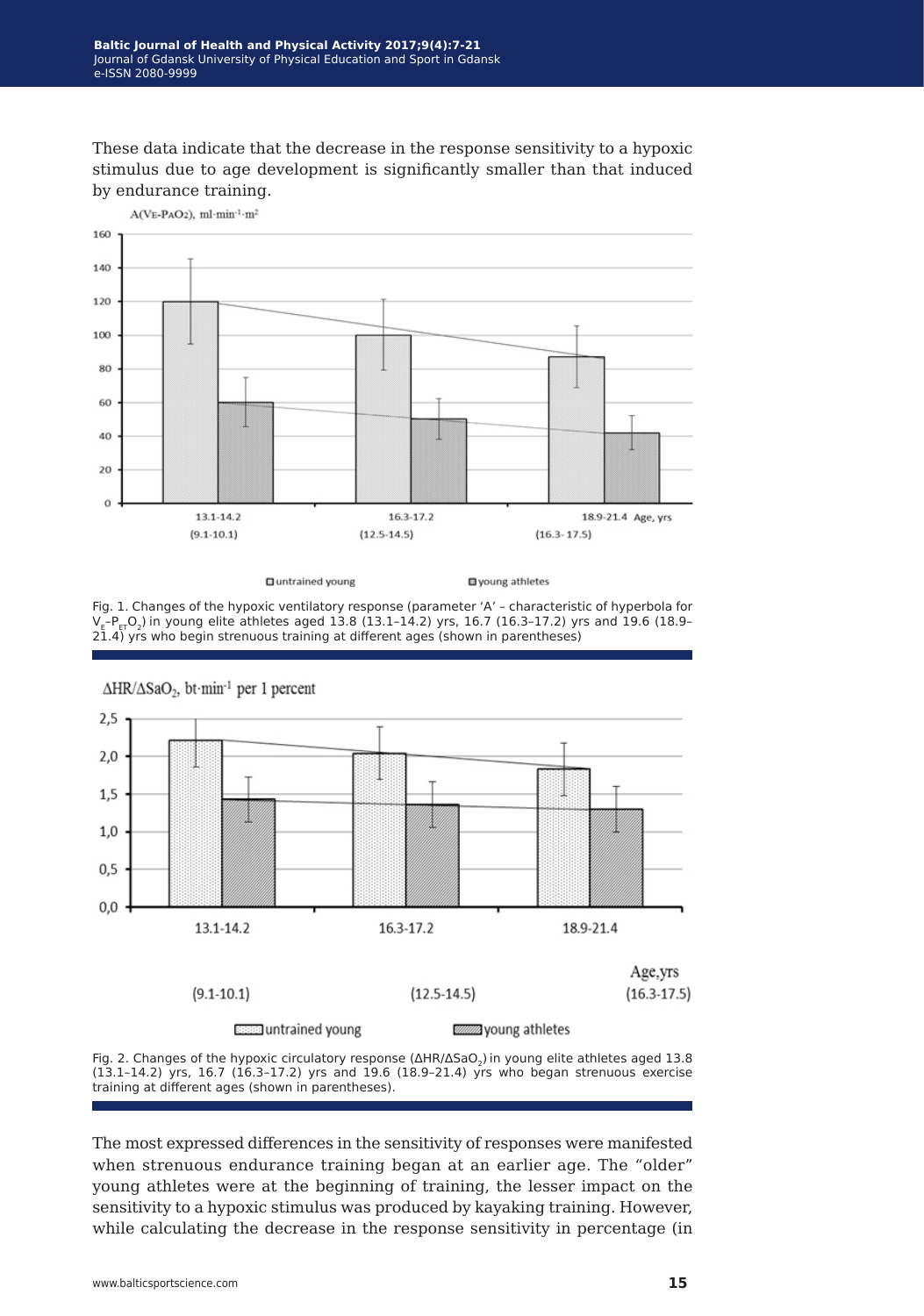These data indicate that the decrease in the response sensitivity to a hypoxic stimulus due to age development is significantly smaller than that induced by endurance training.

Fig. 1. Changes of the hypoxic ventilatory response (parameter 'A' – characteristic of hyperbola for $V_E$–$P_{ET}O_2$) in young elite athletes aged 13.8 (13.1–14.2) yrs, 16.7 (16.3–17.2) yrs and 19.6 (18.9–21.4) yrs who begin strenuous training at different ages (shown in parentheses)

Fig. 2. Changes of the hypoxic circulatory response ($\Delta HR/\Delta SaO_2$) in young elite athletes aged 13.8 (13.1–14.2) yrs, 16.7 (16.3–17.2) yrs and 19.6 (18.9–21.4) yrs who began strenuous exercise training at different ages (shown in parentheses).

The most expressed differences in the sensitivity of responses were manifested when strenuous endurance training began at an earlier age. The "older" young athletes were at the beginning of training, the lesser impact on the sensitivity to a hypoxic stimulus was produced by kayaking training. However, while calculating the decrease in the response sensitivity in percentage (in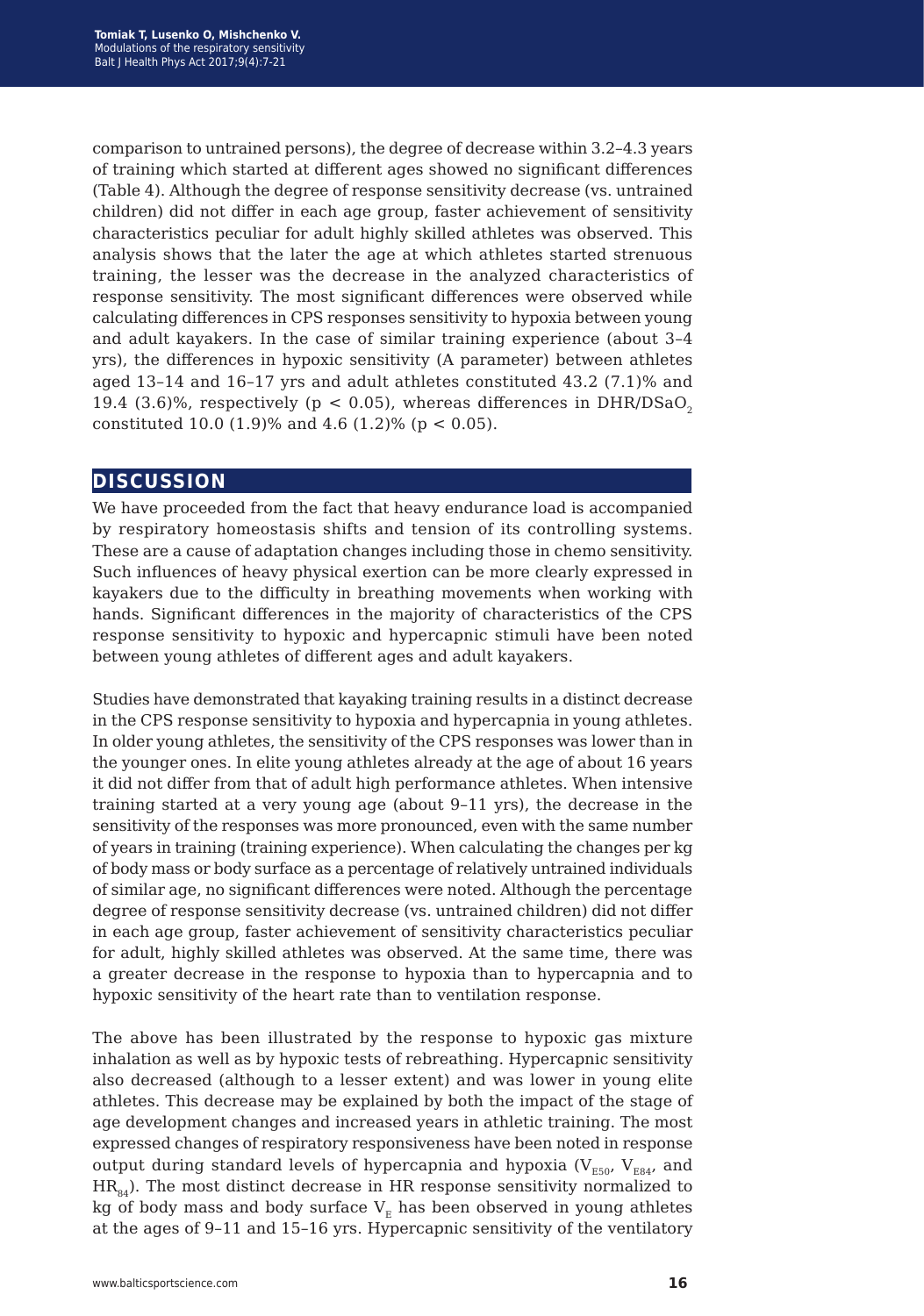comparison to untrained persons), the degree of decrease within 3.2–4.3 years of training which started at different ages showed no significant differences (Table 4). Although the degree of response sensitivity decrease (vs. untrained children) did not differ in each age group, faster achievement of sensitivity characteristics peculiar for adult highly skilled athletes was observed. This analysis shows that the later the age at which athletes started strenuous training, the lesser was the decrease in the analyzed characteristics of response sensitivity. The most significant differences were observed while calculating differences in CPS responses sensitivity to hypoxia between young and adult kayakers. In the case of similar training experience (about 3–4 yrs), the differences in hypoxic sensitivity (A parameter) between athletes aged 13–14 and 16–17 yrs and adult athletes constituted 43.2 (7.1)% and 19.4 (3.6)%, respectively ($p < 0.05$), whereas differences in DHR/DSa$O_2$ constituted 10.0 (1.9)% and 4.6 (1.2)% ($p < 0.05$).

## DISCUSSION

We have proceeded from the fact that heavy endurance load is accompanied by respiratory homeostasis shifts and tension of its controlling systems. These are a cause of adaptation changes including those in chemo sensitivity. Such influences of heavy physical exertion can be more clearly expressed in kayakers due to the difficulty in breathing movements when working with hands. Significant differences in the majority of characteristics of the CPS response sensitivity to hypoxic and hypercapnic stimuli have been noted between young athletes of different ages and adult kayakers.

Studies have demonstrated that kayaking training results in a distinct decrease in the CPS response sensitivity to hypoxia and hypercapnia in young athletes. In older young athletes, the sensitivity of the CPS responses was lower than in the younger ones. In elite young athletes already at the age of about 16 years it did not differ from that of adult high performance athletes. When intensive training started at a very young age (about 9–11 yrs), the decrease in the sensitivity of the responses was more pronounced, even with the same number of years in training (training experience). When calculating the changes per kg of body mass or body surface as a percentage of relatively untrained individuals of similar age, no significant differences were noted. Although the percentage degree of response sensitivity decrease (vs. untrained children) did not differ in each age group, faster achievement of sensitivity characteristics peculiar for adult, highly skilled athletes was observed. At the same time, there was a greater decrease in the response to hypoxia than to hypercapnia and to hypoxic sensitivity of the heart rate than to ventilation response.

The above has been illustrated by the response to hypoxic gas mixture inhalation as well as by hypoxic tests of rebreathing. Hypercapnic sensitivity also decreased (although to a lesser extent) and was lower in young elite athletes. This decrease may be explained by both the impact of the stage of age development changes and increased years in athletic training. The most expressed changes of respiratory responsiveness have been noted in response output during standard levels of hypercapnia and hypoxia ($V_{E50}$, $V_{E84}$, and $HR_{84}$). The most distinct decrease in HR response sensitivity normalized to kg of body mass and body surface $V_E$ has been observed in young athletes at the ages of 9–11 and 15–16 yrs. Hypercapnic sensitivity of the ventilatory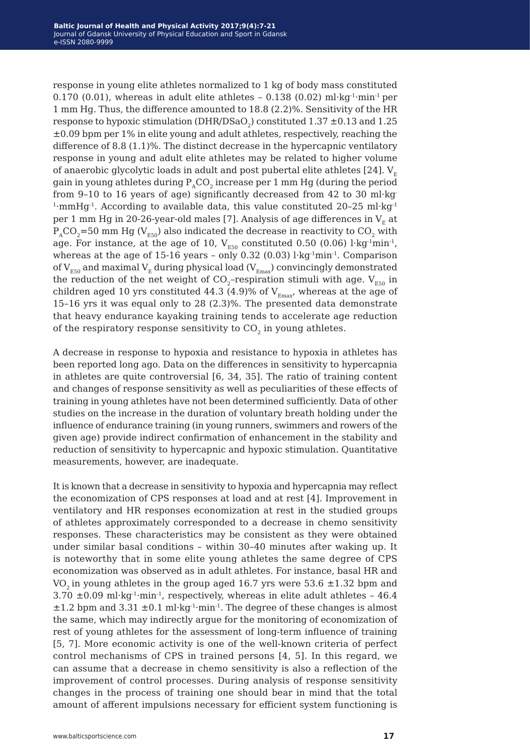response in young elite athletes normalized to 1 kg of body mass constituted 0.170 (0.01), whereas in adult elite athletes – 0.138 (0.02) $ml \cdot kg^{-1} \cdot min^{-1}$ per 1 mm Hg. Thus, the difference amounted to 18.8 (2.2)%. Sensitivity of the HR response to hypoxic stimulation ($DHR/DSaO_2$) constituted 1.37 ±0.13 and 1.25 ±0.09 bpm per 1% in elite young and adult athletes, respectively, reaching the difference of 8.8 (1.1)%. The distinct decrease in the hypercapnic ventilatory response in young and adult elite athletes may be related to higher volume of anaerobic glycolytic loads in adult and post pubertal elite athletes [24]. $V_E$ gain in young athletes during $P_ACO_2$ increase per 1 mm Hg (during the period from 9–10 to 16 years of age) significantly decreased from 42 to 30 $ml \cdot kg^{-1} \cdot mmHg^{-1}$. According to available data, this value constituted 20–25 $ml \cdot kg^{-1}$ per 1 mm Hg in 20-26-year-old males [7]. Analysis of age differences in $V_E$ at $P_ACO_2$=50 mm Hg ($V_{E50}$) also indicated the decrease in reactivity to $CO_2$ with age. For instance, at the age of 10, $V_{E50}$ constituted 0.50 (0.06) $l \cdot kg^{-1} min^{-1}$, whereas at the age of 15-16 years – only 0.32 (0.03) $l \cdot kg^{-1} min^{-1}$. Comparison of $V_{E50}$ and maximal $V_E$ during physical load ($V_{Emax}$) convincingly demonstrated the reduction of the net weight of $CO_2$–respiration stimuli with age. $V_{E50}$ in children aged 10 yrs constituted 44.3 (4.9)% of $V_{Emax}$, whereas at the age of 15–16 yrs it was equal only to 28 (2.3)%. The presented data demonstrate that heavy endurance kayaking training tends to accelerate age reduction of the respiratory response sensitivity to $CO_2$ in young athletes.

A decrease in response to hypoxia and resistance to hypoxia in athletes has been reported long ago. Data on the differences in sensitivity to hypercapnia in athletes are quite controversial [6, 34, 35]. The ratio of training content and changes of response sensitivity as well as peculiarities of these effects of training in young athletes have not been determined sufficiently. Data of other studies on the increase in the duration of voluntary breath holding under the influence of endurance training (in young runners, swimmers and rowers of the given age) provide indirect confirmation of enhancement in the stability and reduction of sensitivity to hypercapnic and hypoxic stimulation. Quantitative measurements, however, are inadequate.

It is known that a decrease in sensitivity to hypoxia and hypercapnia may reflect the economization of CPS responses at load and at rest [4]. Improvement in ventilatory and HR responses economization at rest in the studied groups of athletes approximately corresponded to a decrease in chemo sensitivity responses. These characteristics may be consistent as they were obtained under similar basal conditions – within 30–40 minutes after waking up. It is noteworthy that in some elite young athletes the same degree of CPS economization was observed as in adult athletes. For instance, basal HR and $VO_2$ in young athletes in the group aged 16.7 yrs were 53.6 ±1.32 bpm and 3.70 ±0.09 $ml \cdot kg^{-1} \cdot min^{-1}$, respectively, whereas in elite adult athletes – 46.4 ±1.2 bpm and 3.31 ±0.1 $ml \cdot kg^{-1} \cdot min^{-1}$. The degree of these changes is almost the same, which may indirectly argue for the monitoring of economization of rest of young athletes for the assessment of long-term influence of training [5, 7]. More economic activity is one of the well-known criteria of perfect control mechanisms of CPS in trained persons [4, 5]. In this regard, we can assume that a decrease in chemo sensitivity is also a reflection of the improvement of control processes. During analysis of response sensitivity changes in the process of training one should bear in mind that the total amount of afferent impulsions necessary for efficient system functioning is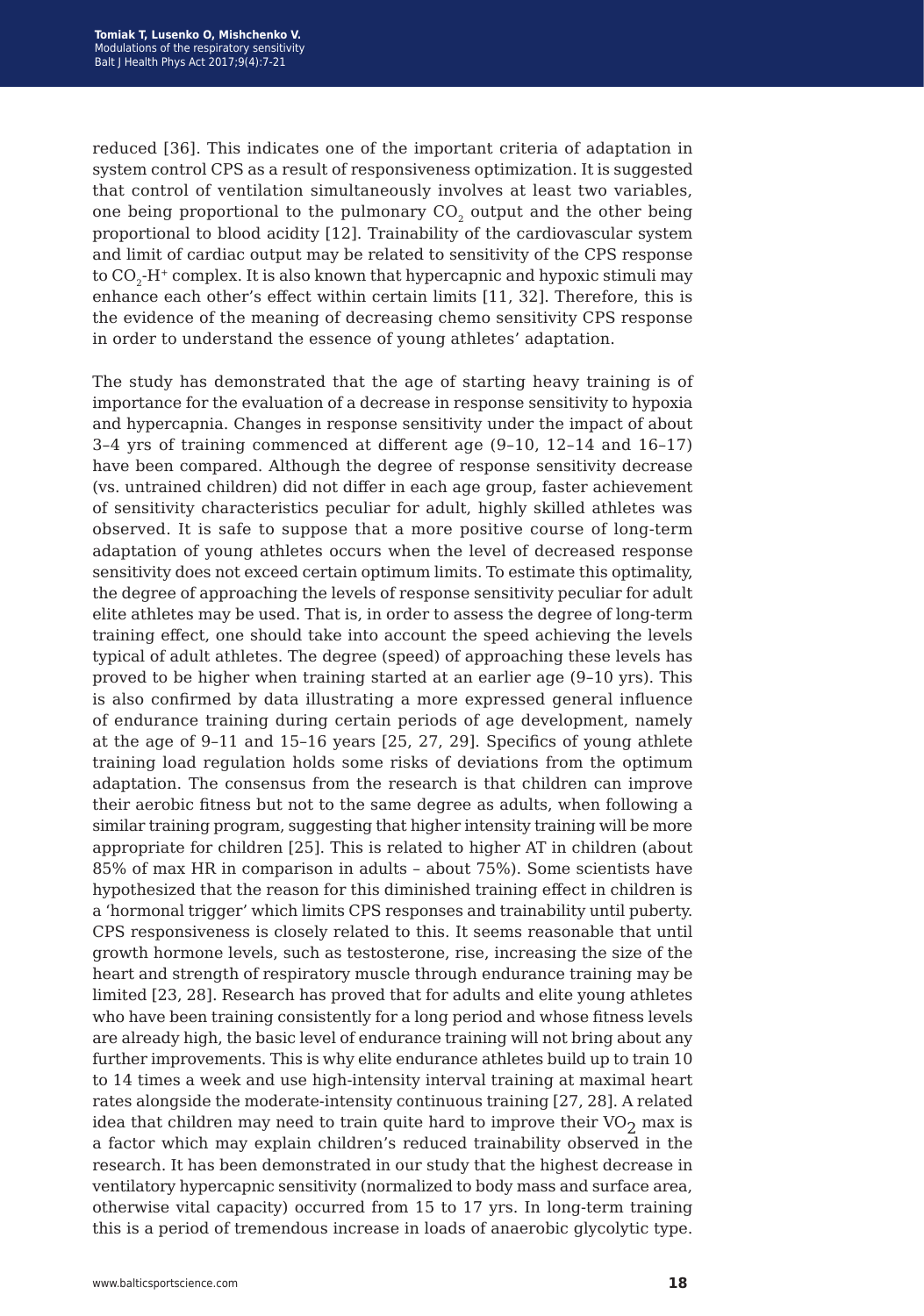reduced [36]. This indicates one of the important criteria of adaptation in system control CPS as a result of responsiveness optimization. It is suggested that control of ventilation simultaneously involves at least two variables, one being proportional to the pulmonary $CO_2$ output and the other being proportional to blood acidity [12]. Trainability of the cardiovascular system and limit of cardiac output may be related to sensitivity of the CPS response to $CO_2$-$H^+$ complex. It is also known that hypercapnic and hypoxic stimuli may enhance each other's effect within certain limits [11, 32]. Therefore, this is the evidence of the meaning of decreasing chemo sensitivity CPS response in order to understand the essence of young athletes' adaptation.

The study has demonstrated that the age of starting heavy training is of importance for the evaluation of a decrease in response sensitivity to hypoxia and hypercapnia. Changes in response sensitivity under the impact of about 3–4 yrs of training commenced at different age (9–10, 12–14 and 16–17) have been compared. Although the degree of response sensitivity decrease (vs. untrained children) did not differ in each age group, faster achievement of sensitivity characteristics peculiar for adult, highly skilled athletes was observed. It is safe to suppose that a more positive course of long-term adaptation of young athletes occurs when the level of decreased response sensitivity does not exceed certain optimum limits. To estimate this optimality, the degree of approaching the levels of response sensitivity peculiar for adult elite athletes may be used. That is, in order to assess the degree of long-term training effect, one should take into account the speed achieving the levels typical of adult athletes. The degree (speed) of approaching these levels has proved to be higher when training started at an earlier age (9–10 yrs). This is also confirmed by data illustrating a more expressed general influence of endurance training during certain periods of age development, namely at the age of 9–11 and 15–16 years [25, 27, 29]. Specifics of young athlete training load regulation holds some risks of deviations from the optimum adaptation. The consensus from the research is that children can improve their aerobic fitness but not to the same degree as adults, when following a similar training program, suggesting that higher intensity training will be more appropriate for children [25]. This is related to higher AT in children (about 85% of max HR in comparison in adults – about 75%). Some scientists have hypothesized that the reason for this diminished training effect in children is a 'hormonal trigger' which limits CPS responses and trainability until puberty. CPS responsiveness is closely related to this. It seems reasonable that until growth hormone levels, such as testosterone, rise, increasing the size of the heart and strength of respiratory muscle through endurance training may be limited [23, 28]. Research has proved that for adults and elite young athletes who have been training consistently for a long period and whose fitness levels are already high, the basic level of endurance training will not bring about any further improvements. This is why elite endurance athletes build up to train 10 to 14 times a week and use high-intensity interval training at maximal heart rates alongside the moderate-intensity continuous training [27, 28]. A related idea that children may need to train quite hard to improve their $VO_2$ max is a factor which may explain children's reduced trainability observed in the research. It has been demonstrated in our study that the highest decrease in ventilatory hypercapnic sensitivity (normalized to body mass and surface area, otherwise vital capacity) occurred from 15 to 17 yrs. In long-term training this is a period of tremendous increase in loads of anaerobic glycolytic type.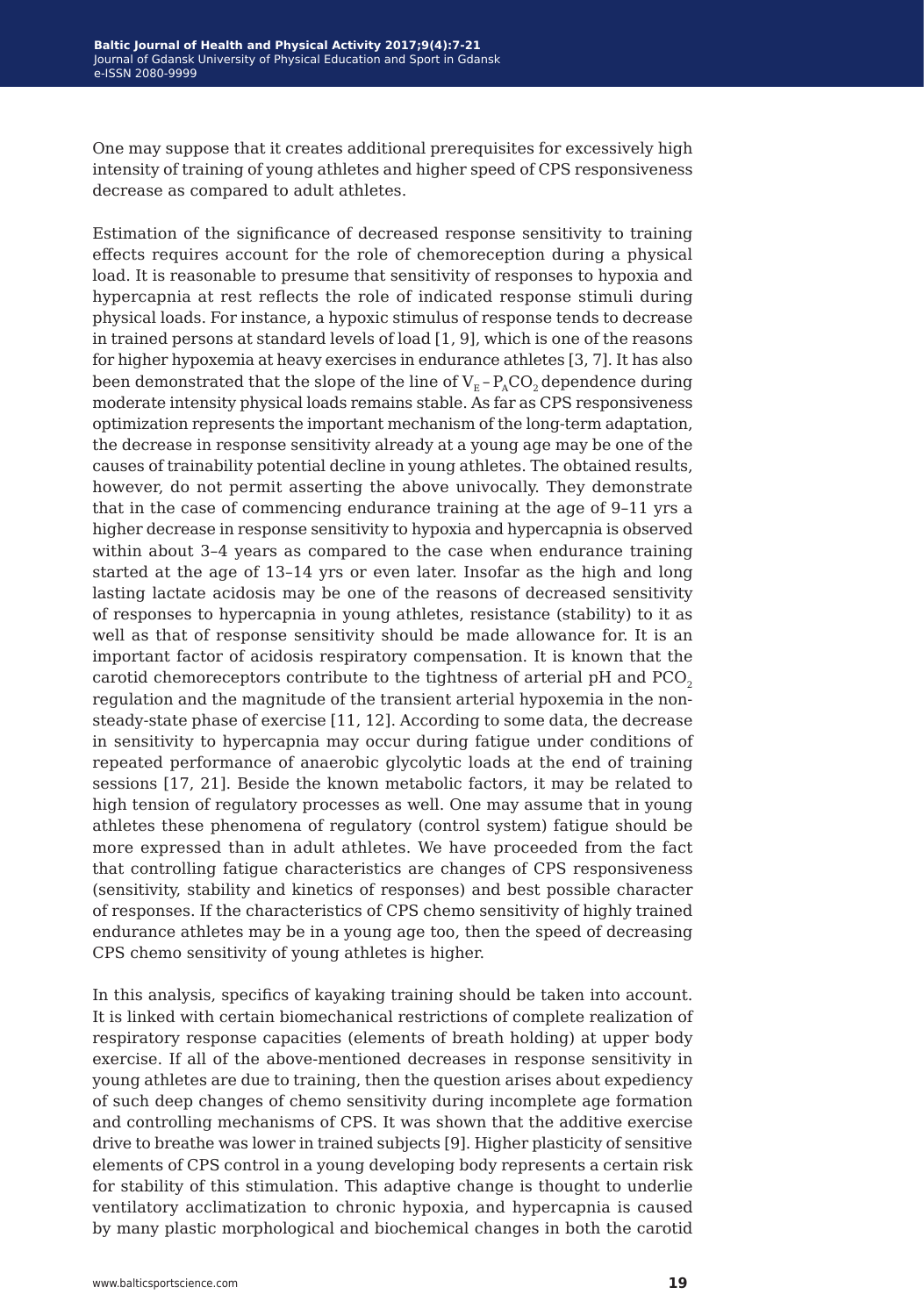One may suppose that it creates additional prerequisites for excessively high intensity of training of young athletes and higher speed of CPS responsiveness decrease as compared to adult athletes.

Estimation of the significance of decreased response sensitivity to training effects requires account for the role of chemoreception during a physical load. It is reasonable to presume that sensitivity of responses to hypoxia and hypercapnia at rest reflects the role of indicated response stimuli during physical loads. For instance, a hypoxic stimulus of response tends to decrease in trained persons at standard levels of load [1, 9], which is one of the reasons for higher hypoxemia at heavy exercises in endurance athletes [3, 7]. It has also been demonstrated that the slope of the line of $V_E – P_ACO_2$ dependence during moderate intensity physical loads remains stable. As far as CPS responsiveness optimization represents the important mechanism of the long-term adaptation, the decrease in response sensitivity already at a young age may be one of the causes of trainability potential decline in young athletes. The obtained results, however, do not permit asserting the above univocally. They demonstrate that in the case of commencing endurance training at the age of 9–11 yrs a higher decrease in response sensitivity to hypoxia and hypercapnia is observed within about 3–4 years as compared to the case when endurance training started at the age of 13–14 yrs or even later. Insofar as the high and long lasting lactate acidosis may be one of the reasons of decreased sensitivity of responses to hypercapnia in young athletes, resistance (stability) to it as well as that of response sensitivity should be made allowance for. It is an important factor of acidosis respiratory compensation. It is known that the carotid chemoreceptors contribute to the tightness of arterial pH and $PCO_2$ regulation and the magnitude of the transient arterial hypoxemia in the non-steady-state phase of exercise [11, 12]. According to some data, the decrease in sensitivity to hypercapnia may occur during fatigue under conditions of repeated performance of anaerobic glycolytic loads at the end of training sessions [17, 21]. Beside the known metabolic factors, it may be related to high tension of regulatory processes as well. One may assume that in young athletes these phenomena of regulatory (control system) fatigue should be more expressed than in adult athletes. We have proceeded from the fact that controlling fatigue characteristics are changes of CPS responsiveness (sensitivity, stability and kinetics of responses) and best possible character of responses. If the characteristics of CPS chemo sensitivity of highly trained endurance athletes may be in a young age too, then the speed of decreasing CPS chemo sensitivity of young athletes is higher.

In this analysis, specifics of kayaking training should be taken into account. It is linked with certain biomechanical restrictions of complete realization of respiratory response capacities (elements of breath holding) at upper body exercise. If all of the above-mentioned decreases in response sensitivity in young athletes are due to training, then the question arises about expediency of such deep changes of chemo sensitivity during incomplete age formation and controlling mechanisms of CPS. It was shown that the additive exercise drive to breathe was lower in trained subjects [9]. Higher plasticity of sensitive elements of CPS control in a young developing body represents a certain risk for stability of this stimulation. This adaptive change is thought to underlie ventilatory acclimatization to chronic hypoxia, and hypercapnia is caused by many plastic morphological and biochemical changes in both the carotid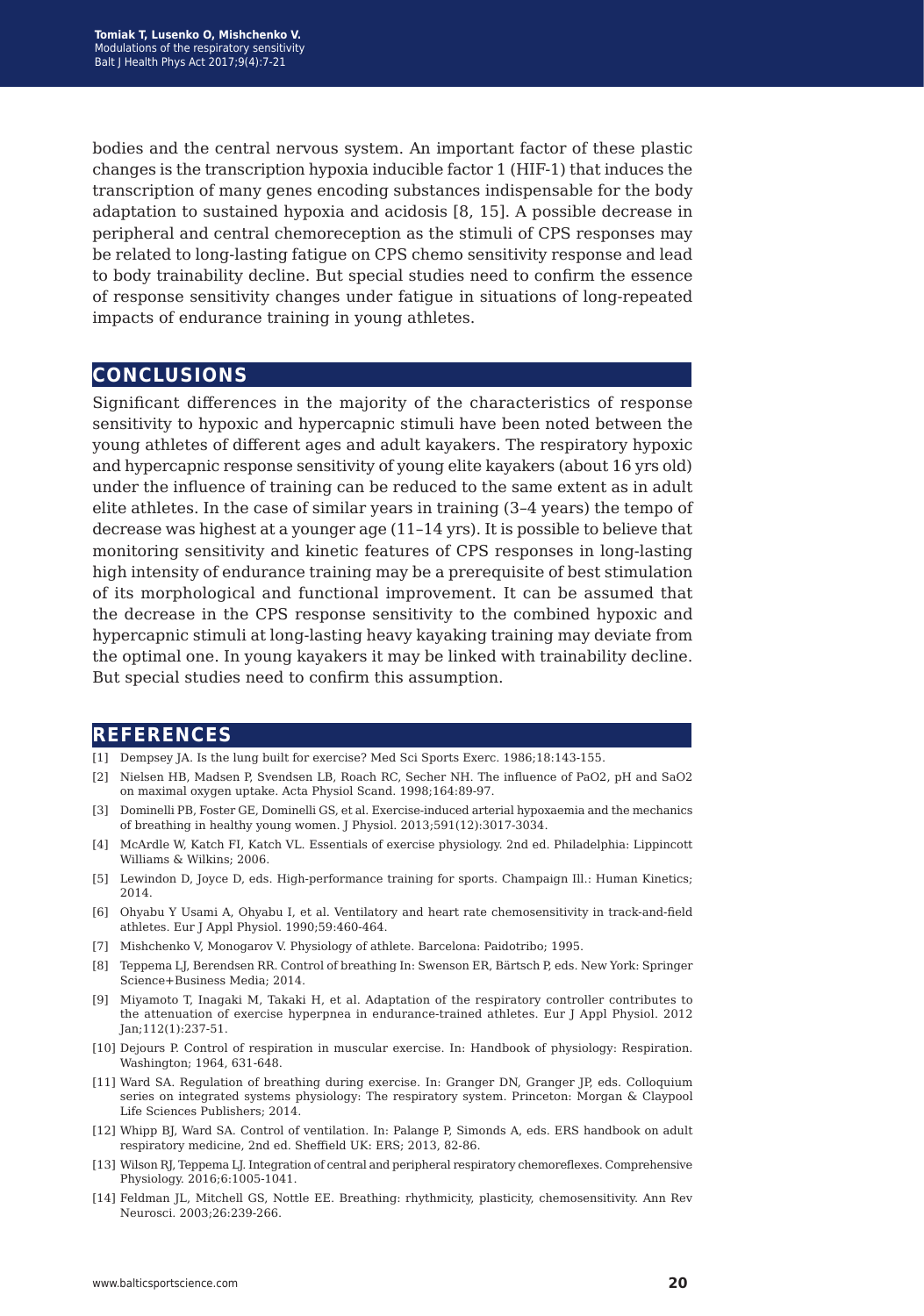bodies and the central nervous system. An important factor of these plastic changes is the transcription hypoxia inducible factor 1 (HIF-1) that induces the transcription of many genes encoding substances indispensable for the body adaptation to sustained hypoxia and acidosis [8, 15]. A possible decrease in peripheral and central chemoreception as the stimuli of CPS responses may be related to long-lasting fatigue on CPS chemo sensitivity response and lead to body trainability decline. But special studies need to confirm the essence of response sensitivity changes under fatigue in situations of long-repeated impacts of endurance training in young athletes.

## CONCLUSIONS

Significant differences in the majority of the characteristics of response sensitivity to hypoxic and hypercapnic stimuli have been noted between the young athletes of different ages and adult kayakers. The respiratory hypoxic and hypercapnic response sensitivity of young elite kayakers (about 16 yrs old) under the influence of training can be reduced to the same extent as in adult elite athletes. In the case of similar years in training (3–4 years) the tempo of decrease was highest at a younger age (11–14 yrs). It is possible to believe that monitoring sensitivity and kinetic features of CPS responses in long-lasting high intensity of endurance training may be a prerequisite of best stimulation of its morphological and functional improvement. It can be assumed that the decrease in the CPS response sensitivity to the combined hypoxic and hypercapnic stimuli at long-lasting heavy kayaking training may deviate from the optimal one. In young kayakers it may be linked with trainability decline. But special studies need to confirm this assumption.

## REFERENCES

[1] Dempsey JA. Is the lung built for exercise? Med Sci Sports Exerc. 1986;18:143-155.

[2] Nielsen HB, Madsen P, Svendsen LB, Roach RC, Secher NH. The influence of PaO2, pH and SaO2 on maximal oxygen uptake. Acta Physiol Scand. 1998;164:89-97.

[3] Dominelli PB, Foster GE, Dominelli GS, et al. Exercise-induced arterial hypoxaemia and the mechanics of breathing in healthy young women. J Physiol. 2013;591(12):3017-3034.

[4] McArdle W, Katch FI, Katch VL. Essentials of exercise physiology. 2nd ed. Philadelphia: Lippincott Williams & Wilkins; 2006.

[5] Lewindon D, Joyce D, eds. High-performance training for sports. Champaign Ill.: Human Kinetics; 2014.

[6] Ohyabu Y Usami A, Ohyabu I, et al. Ventilatory and heart rate chemosensitivity in track-and-field athletes. Eur J Appl Physiol. 1990;59:460-464.

[7] Mishchenko V, Monogarov V. Physiology of athlete. Barcelona: Paidotribo; 1995.

[8] Teppema LJ, Berendsen RR. Control of breathing In: Swenson ER, Bärtsch P, eds. New York: Springer Science+Business Media; 2014.

[9] Miyamoto T, Inagaki M, Takaki H, et al. Adaptation of the respiratory controller contributes to the attenuation of exercise hyperpnea in endurance-trained athletes. Eur J Appl Physiol. 2012 Jan;112(1):237-51.

[10] Dejours P. Control of respiration in muscular exercise. In: Handbook of physiology: Respiration. Washington; 1964, 631-648.

[11] Ward SA. Regulation of breathing during exercise. In: Granger DN, Granger JP, eds. Colloquium series on integrated systems physiology: The respiratory system. Princeton: Morgan & Claypool Life Sciences Publishers; 2014.

[12] Whipp BJ, Ward SA. Control of ventilation. In: Palange P, Simonds A, eds. ERS handbook on adult respiratory medicine, 2nd ed. Sheffield UK: ERS; 2013, 82-86.

[13] Wilson RJ, Teppema LJ. Integration of central and peripheral respiratory chemoreflexes. Comprehensive Physiology. 2016;6:1005-1041.

[14] Feldman JL, Mitchell GS, Nottle EE. Breathing: rhythmicity, plasticity, chemosensitivity. Ann Rev Neurosci. 2003;26:239-266.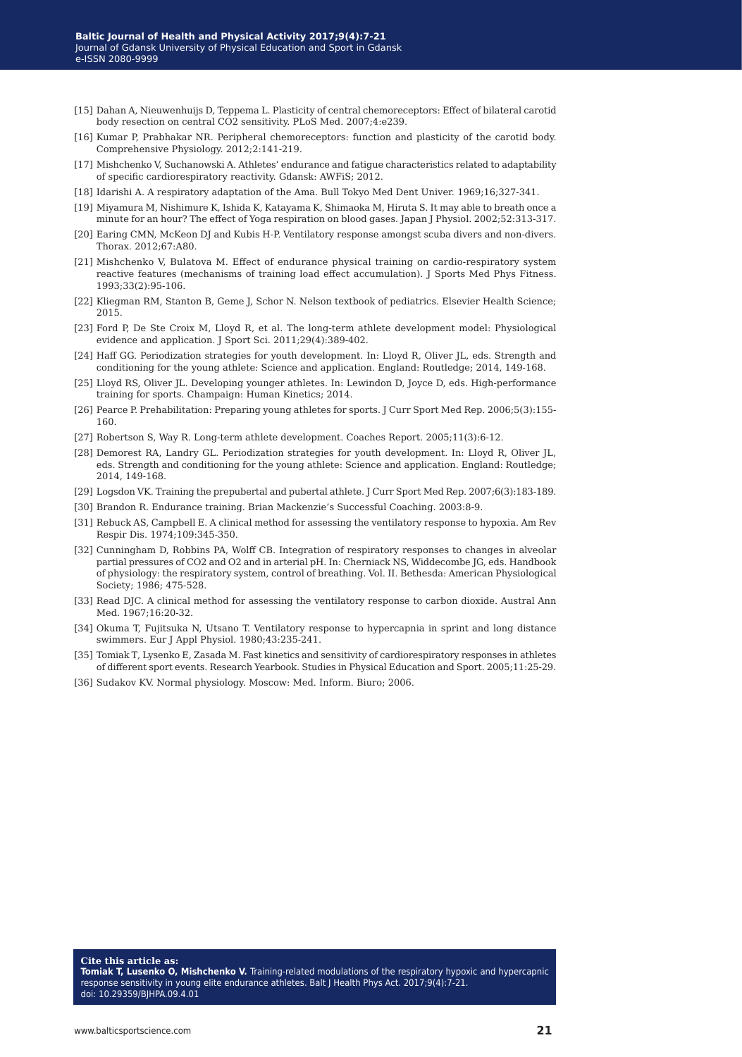[15] Dahan A, Nieuwenhuijs D, Teppema L. Plasticity of central chemoreceptors: Effect of bilateral carotid body resection on central $CO_2$ sensitivity. PLoS Med. 2007;4:e239.

[16] Kumar P, Prabhakar NR. Peripheral chemoreceptors: function and plasticity of the carotid body. Comprehensive Physiology. 2012;2:141-219.

[17] Mishchenko V, Suchanowski A. Athletes' endurance and fatigue characteristics related to adaptability of specific cardiorespiratory reactivity. Gdansk: AWFiS; 2012.

[18] Idarishi A. A respiratory adaptation of the Ama. Bull Tokyo Med Dent Univer. 1969;16;327-341.

[19] Miyamura M, Nishimure K, Ishida K, Katayama K, Shimaoka M, Hiruta S. It may able to breath once a minute for an hour? The effect of Yoga respiration on blood gases. Japan J Physiol. 2002;52:313-317.

[20] Earing CMN, McKeon DJ and Kubis H-P. Ventilatory response amongst scuba divers and non-divers. Thorax. 2012;67:A80.

[21] Mishchenko V, Bulatova M. Effect of endurance physical training on cardio-respiratory system reactive features (mechanisms of training load effect accumulation). J Sports Med Phys Fitness. 1993;33(2):95-106.

[22] Kliegman RM, Stanton B, Geme J, Schor N. Nelson textbook of pediatrics. Elsevier Health Science; 2015.

[23] Ford P, De Ste Croix M, Lloyd R, et al. The long-term athlete development model: Physiological evidence and application. J Sport Sci. 2011;29(4):389-402.

[24] Haff GG. Periodization strategies for youth development. In: Lloyd R, Oliver JL, eds. Strength and conditioning for the young athlete: Science and application. England: Routledge; 2014, 149-168.

[25] Lloyd RS, Oliver JL. Developing younger athletes. In: Lewindon D, Joyce D, eds. High-performance training for sports. Champaign: Human Kinetics; 2014.

[26] Pearce P. Prehabilitation: Preparing young athletes for sports. J Curr Sport Med Rep. 2006;5(3):155-160.

[27] Robertson S, Way R. Long-term athlete development. Coaches Report. 2005;11(3):6-12.

[28] Demorest RA, Landry GL. Periodization strategies for youth development. In: Lloyd R, Oliver JL, eds. Strength and conditioning for the young athlete: Science and application. England: Routledge; 2014, 149-168.

[29] Logsdon VK. Training the prepubertal and pubertal athlete. J Curr Sport Med Rep. 2007;6(3):183-189.

[30] Brandon R. Endurance training. Brian Mackenzie's Successful Coaching. 2003:8-9.

[31] Rebuck AS, Campbell E. A clinical method for assessing the ventilatory response to hypoxia. Am Rev Respir Dis. 1974;109:345-350.

[32] Cunningham D, Robbins PA, Wolff CB. Integration of respiratory responses to changes in alveolar partial pressures of $CO_2$ and $O_2$ and in arterial pH. In: Cherniack NS, Widdecombe JG, eds. Handbook of physiology: the respiratory system, control of breathing. Vol. II. Bethesda: American Physiological Society; 1986; 475-528.

[33] Read DJC. A clinical method for assessing the ventilatory response to carbon dioxide. Austral Ann Med. 1967;16:20-32.

[34] Okuma T, Fujitsuka N, Utsano T. Ventilatory response to hypercapnia in sprint and long distance swimmers. Eur J Appl Physiol. 1980;43:235-241.

[35] Tomiak T, Lysenko E, Zasada M. Fast kinetics and sensitivity of cardiorespiratory responses in athletes of different sport events. Research Yearbook. Studies in Physical Education and Sport. 2005;11:25-29.

[36] Sudakov KV. Normal physiology. Moscow: Med. Inform. Biuro; 2006.

**Cite this article as:**
**Tomiak T, Lusenko O, Mishchenko V.** Training-related modulations of the respiratory hypoxic and hypercapnic response sensitivity in young elite endurance athletes. Balt J Health Phys Act. 2017;9(4):7-21.
doi: 10.29359/BJHPA.09.4.01